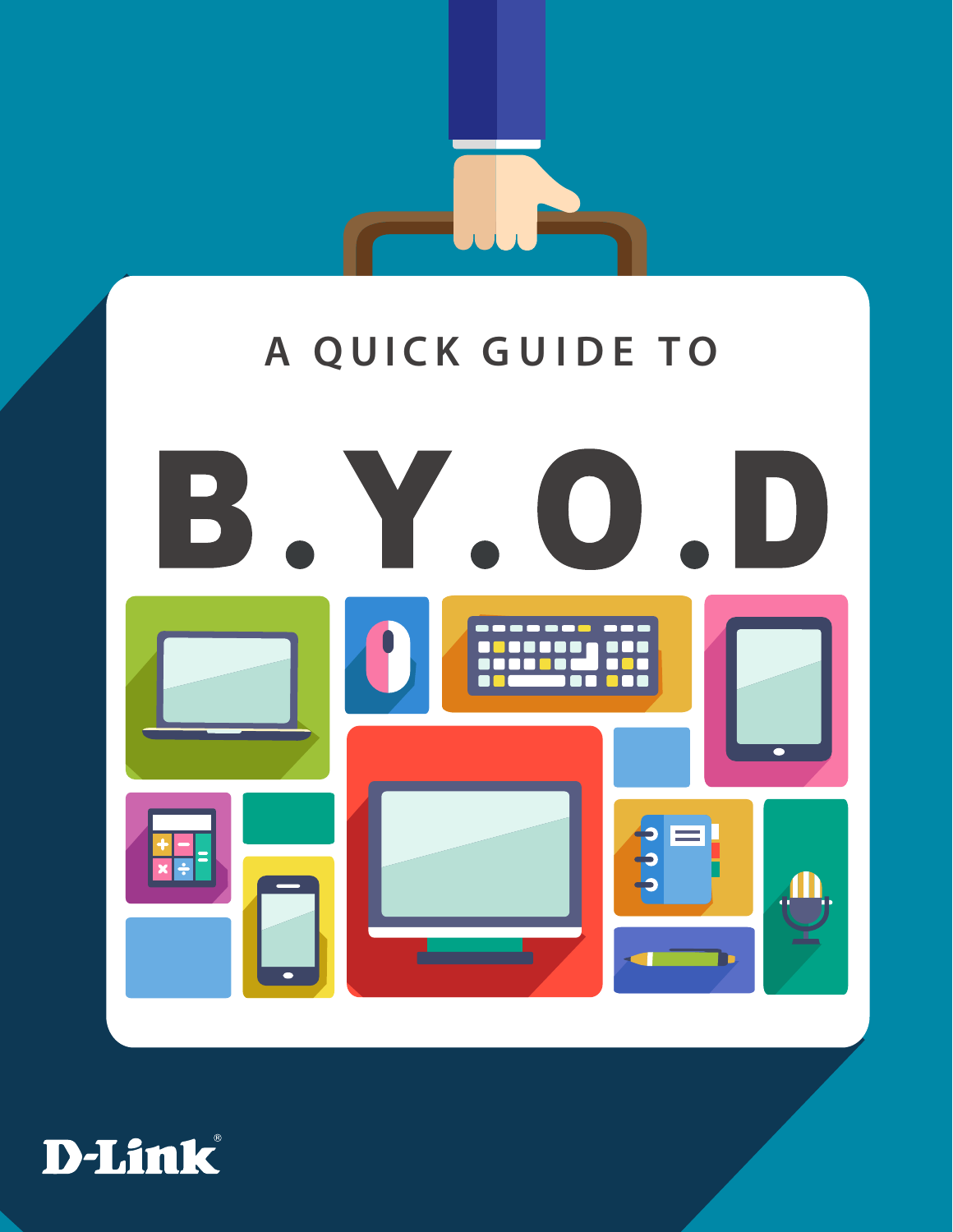A QUICK GUIDE TO

# B.Y.O.D

D-Link®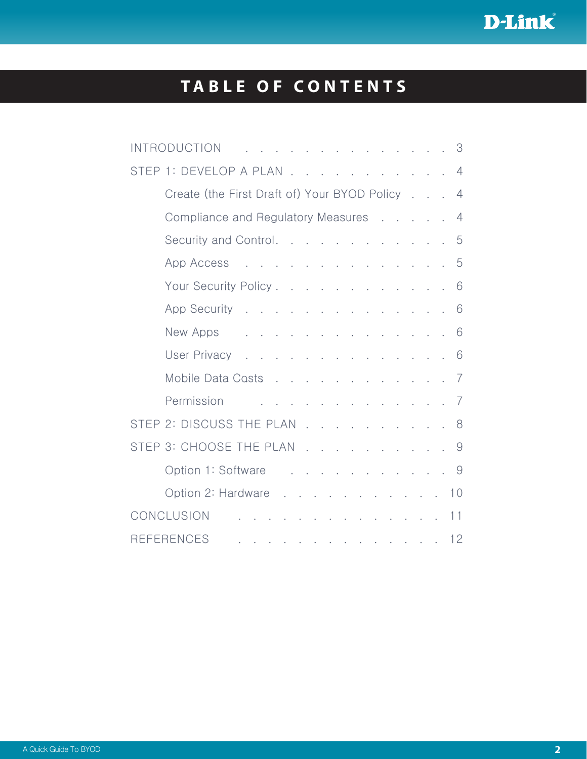# TABLE OF CONTENTS

- INTRODUCTION . . . . . . . . . . . . . . . 3
- STEP 1: DEVELOP A PLAN . . . . . . . . . . . 4
  - Create (the First Draft of) Your BYOD Policy . . . 4
  - Compliance and Regulatory Measures . . . . . 4
  - Security and Control. . . . . . . . . . . . 5
  - App Access . . . . . . . . . . . . . . 5
  - Your Security Policy . . . . . . . . . . . 6
  - App Security . . . . . . . . . . . . . . 6
  - New Apps . . . . . . . . . . . . . . 6
  - User Privacy . . . . . . . . . . . . . . 6
  - Mobile Data Costs . . . . . . . . . . . . 7
  - Permission . . . . . . . . . . . . . 7
- STEP 2: DISCUSS THE PLAN . . . . . . . . . . 8
- STEP 3: CHOOSE THE PLAN . . . . . . . . . . 9
  - Option 1: Software . . . . . . . . . . . 9
  - Option 2: Hardware . . . . . . . . . . . 10
- CONCLUSION . . . . . . . . . . . . . . 11
- REFERENCES . . . . . . . . . . . . . . 12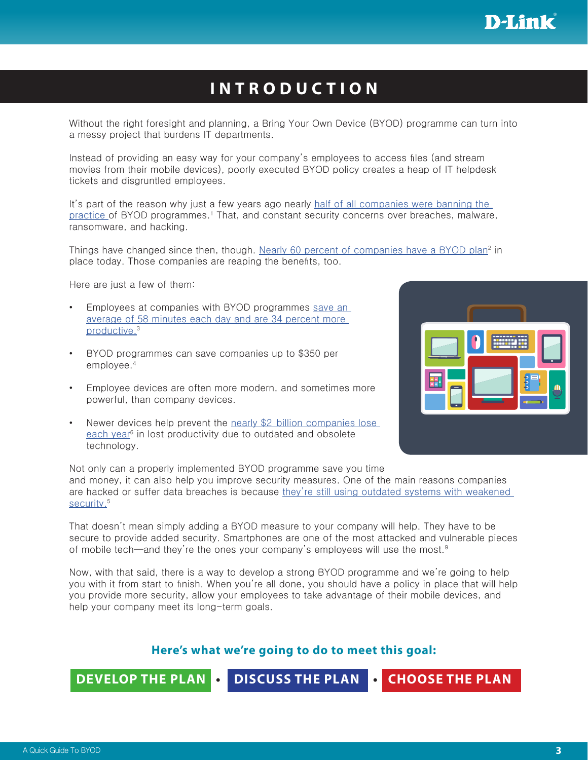# INTRODUCTION

Without the right foresight and planning, a Bring Your Own Device (BYOD) programme can turn into a messy project that burdens IT departments.

Instead of providing an easy way for your company's employees to access files (and stream movies from their mobile devices), poorly executed BYOD policy creates a heap of IT helpdesk tickets and disgruntled employees.

It's part of the reason why just a few years ago nearly half of all companies were banning the practice of BYOD programmes.[1] That, and constant security concerns over breaches, malware, ransomware, and hacking.

Things have changed since then, though. Nearly 60 percent of companies have a BYOD plan[2] in place today. Those companies are reaping the benefits, too.

Here are just a few of them:

- Employees at companies with BYOD programmes save an average of 58 minutes each day and are 34 percent more productive.[3]
- BYOD programmes can save companies up to $350 per employee.[4]
- Employee devices are often more modern, and sometimes more powerful, than company devices.
- Newer devices help prevent the nearly $2 billion companies lose each year[6] in lost productivity due to outdated and obsolete technology.

Not only can a properly implemented BYOD programme save you time and money, it can also help you improve security measures. One of the main reasons companies are hacked or suffer data breaches is because they're still using outdated systems with weakened security.[5]

That doesn't mean simply adding a BYOD measure to your company will help. They have to be secure to provide added security. Smartphones are one of the most attacked and vulnerable pieces of mobile tech—and they're the ones your company's employees will use the most.[9]

Now, with that said, there is a way to develop a strong BYOD programme and we're going to help you with it from start to finish. When you're all done, you should have a policy in place that will help you provide more security, allow your employees to take advantage of their mobile devices, and help your company meet its long-term goals.

**Here's what we're going to do to meet this goal:**

**DEVELOP THE PLAN** • **DISCUSS THE PLAN** • **CHOOSE THE PLAN**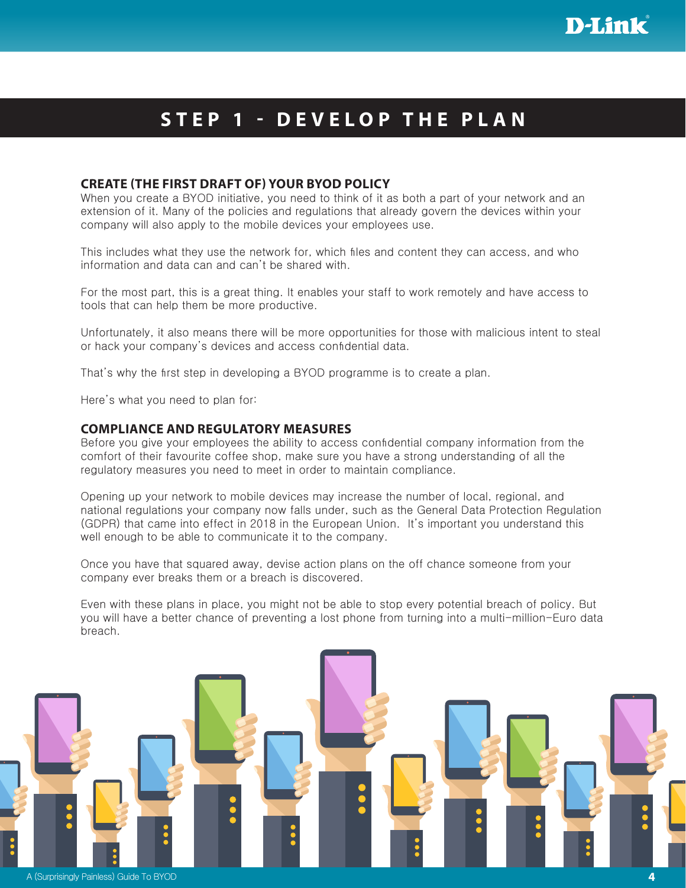# STEP 1 - DEVELOP THE PLAN

## CREATE (THE FIRST DRAFT OF) YOUR BYOD POLICY

When you create a BYOD initiative, you need to think of it as both a part of your network and an extension of it. Many of the policies and regulations that already govern the devices within your company will also apply to the mobile devices your employees use.

This includes what they use the network for, which files and content they can access, and who information and data can and can't be shared with.

For the most part, this is a great thing. It enables your staff to work remotely and have access to tools that can help them be more productive.

Unfortunately, it also means there will be more opportunities for those with malicious intent to steal or hack your company's devices and access confidential data.

That's why the first step in developing a BYOD programme is to create a plan.

Here's what you need to plan for:

## COMPLIANCE AND REGULATORY MEASURES

Before you give your employees the ability to access confidential company information from the comfort of their favourite coffee shop, make sure you have a strong understanding of all the regulatory measures you need to meet in order to maintain compliance.

Opening up your network to mobile devices may increase the number of local, regional, and national regulations your company now falls under, such as the General Data Protection Regulation (GDPR) that came into effect in 2018 in the European Union. It's important you understand this well enough to be able to communicate it to the company.

Once you have that squared away, devise action plans on the off chance someone from your company ever breaks them or a breach is discovered.

Even with these plans in place, you might not be able to stop every potential breach of policy. But you will have a better chance of preventing a lost phone from turning into a multi-million-Euro data breach.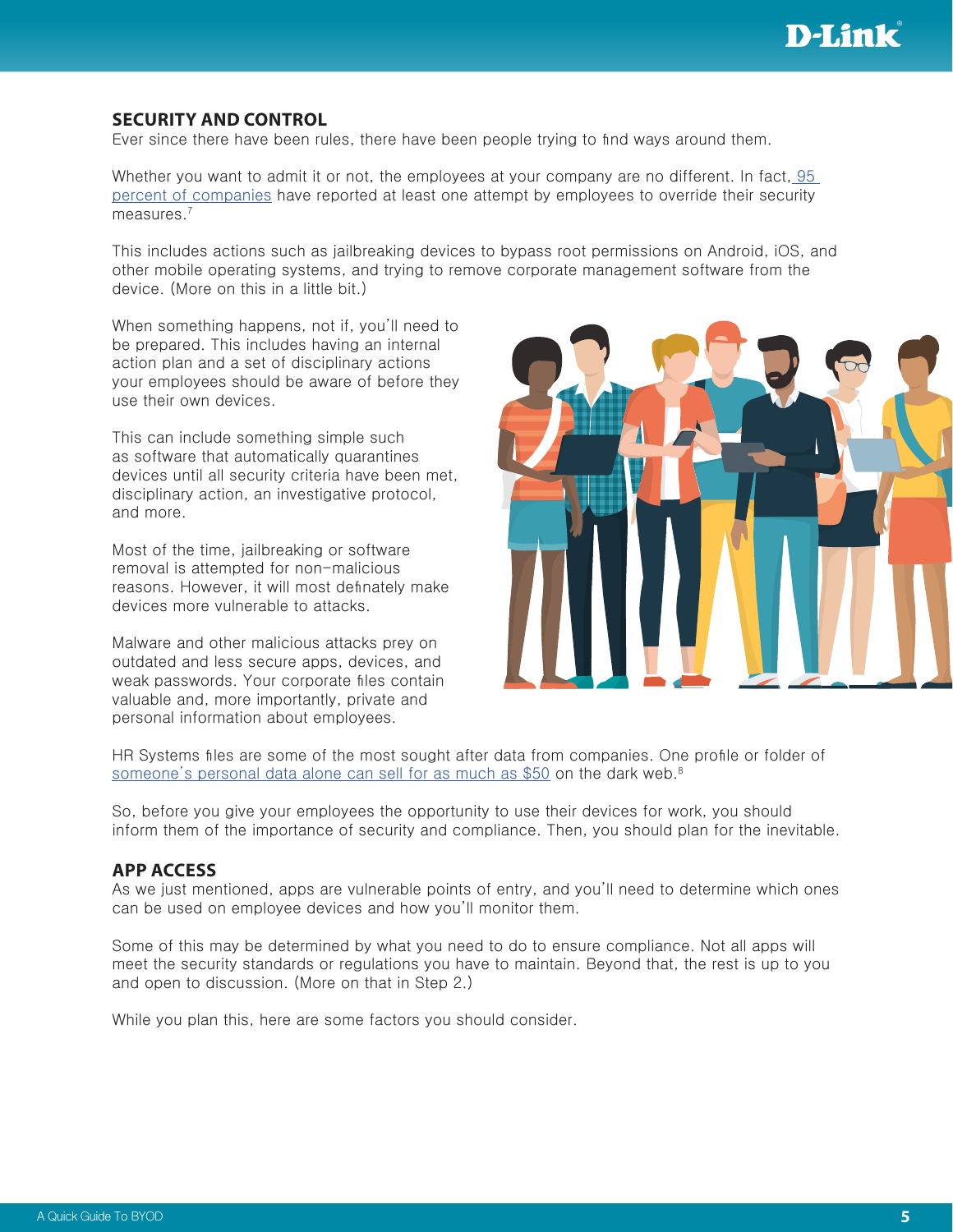## SECURITY AND CONTROL

Ever since there have been rules, there have been people trying to find ways around them.

Whether you want to admit it or not, the employees at your company are no different. In fact, 95 percent of companies have reported at least one attempt by employees to override their security measures.[7]

This includes actions such as jailbreaking devices to bypass root permissions on Android, iOS, and other mobile operating systems, and trying to remove corporate management software from the device. (More on this in a little bit.)

When something happens, not if, you'll need to be prepared. This includes having an internal action plan and a set of disciplinary actions your employees should be aware of before they use their own devices.

This can include something simple such as software that automatically quarantines devices until all security criteria have been met, disciplinary action, an investigative protocol, and more.

Most of the time, jailbreaking or software removal is attempted for non-malicious reasons. However, it will most definately make devices more vulnerable to attacks.

Malware and other malicious attacks prey on outdated and less secure apps, devices, and weak passwords. Your corporate files contain valuable and, more importantly, private and personal information about employees.

HR Systems files are some of the most sought after data from companies. One profile or folder of someone's personal data alone can sell for as much as $50 on the dark web.[8]

So, before you give your employees the opportunity to use their devices for work, you should inform them of the importance of security and compliance. Then, you should plan for the inevitable.

## APP ACCESS

As we just mentioned, apps are vulnerable points of entry, and you'll need to determine which ones can be used on employee devices and how you'll monitor them.

Some of this may be determined by what you need to do to ensure compliance. Not all apps will meet the security standards or regulations you have to maintain. Beyond that, the rest is up to you and open to discussion. (More on that in Step 2.)

While you plan this, here are some factors you should consider.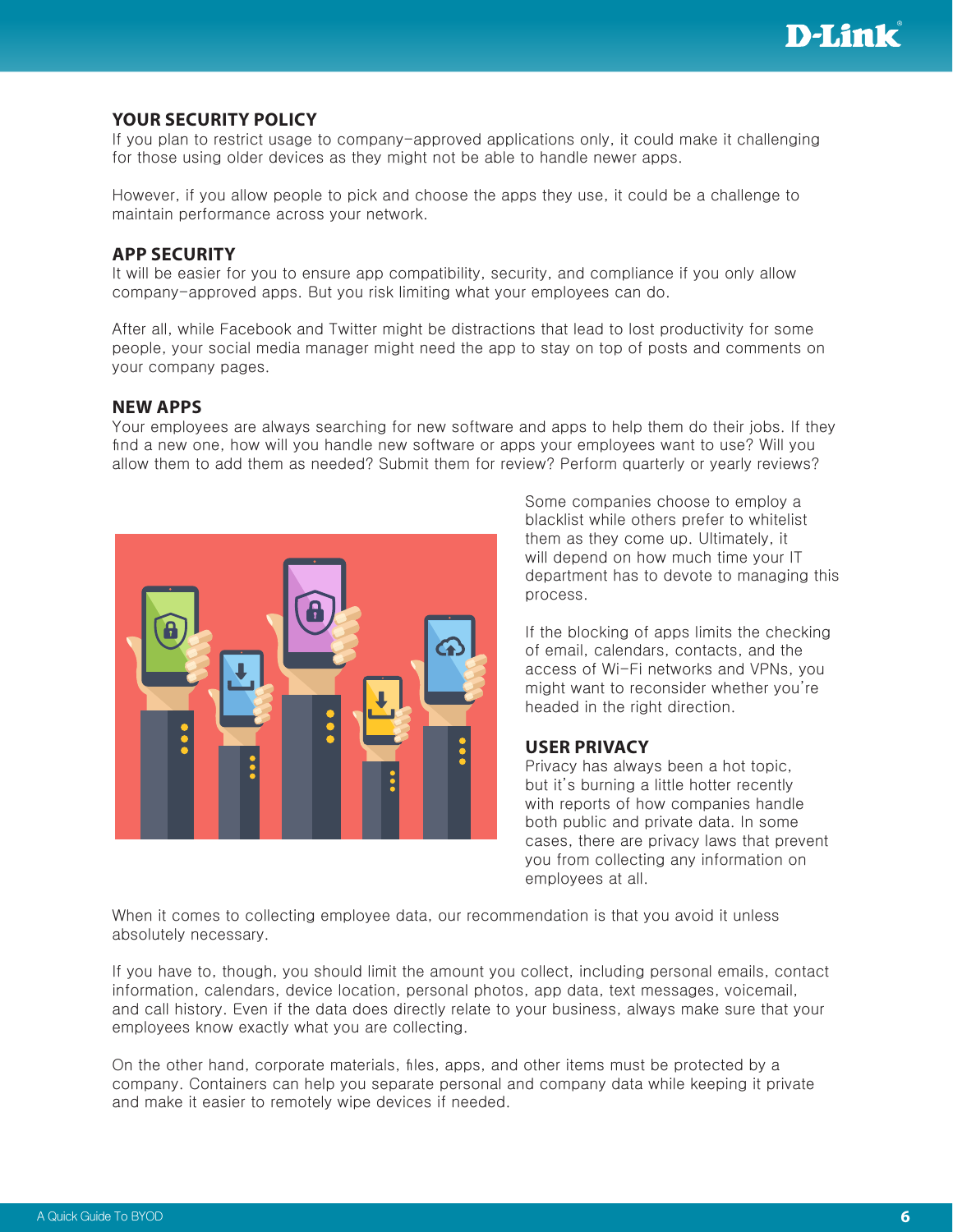## YOUR SECURITY POLICY

If you plan to restrict usage to company-approved applications only, it could make it challenging for those using older devices as they might not be able to handle newer apps.

However, if you allow people to pick and choose the apps they use, it could be a challenge to maintain performance across your network.

## APP SECURITY

It will be easier for you to ensure app compatibility, security, and compliance if you only allow company-approved apps. But you risk limiting what your employees can do.

After all, while Facebook and Twitter might be distractions that lead to lost productivity for some people, your social media manager might need the app to stay on top of posts and comments on your company pages.

## NEW APPS

Your employees are always searching for new software and apps to help them do their jobs. If they find a new one, how will you handle new software or apps your employees want to use? Will you allow them to add them as needed? Submit them for review? Perform quarterly or yearly reviews?

Some companies choose to employ a blacklist while others prefer to whitelist them as they come up. Ultimately, it will depend on how much time your IT department has to devote to managing this process.

If the blocking of apps limits the checking of email, calendars, contacts, and the access of Wi-Fi networks and VPNs, you might want to reconsider whether you're headed in the right direction.

## USER PRIVACY

Privacy has always been a hot topic, but it's burning a little hotter recently with reports of how companies handle both public and private data. In some cases, there are privacy laws that prevent you from collecting any information on employees at all.

When it comes to collecting employee data, our recommendation is that you avoid it unless absolutely necessary.

If you have to, though, you should limit the amount you collect, including personal emails, contact information, calendars, device location, personal photos, app data, text messages, voicemail, and call history. Even if the data does directly relate to your business, always make sure that your employees know exactly what you are collecting.

On the other hand, corporate materials, files, apps, and other items must be protected by a company. Containers can help you separate personal and company data while keeping it private and make it easier to remotely wipe devices if needed.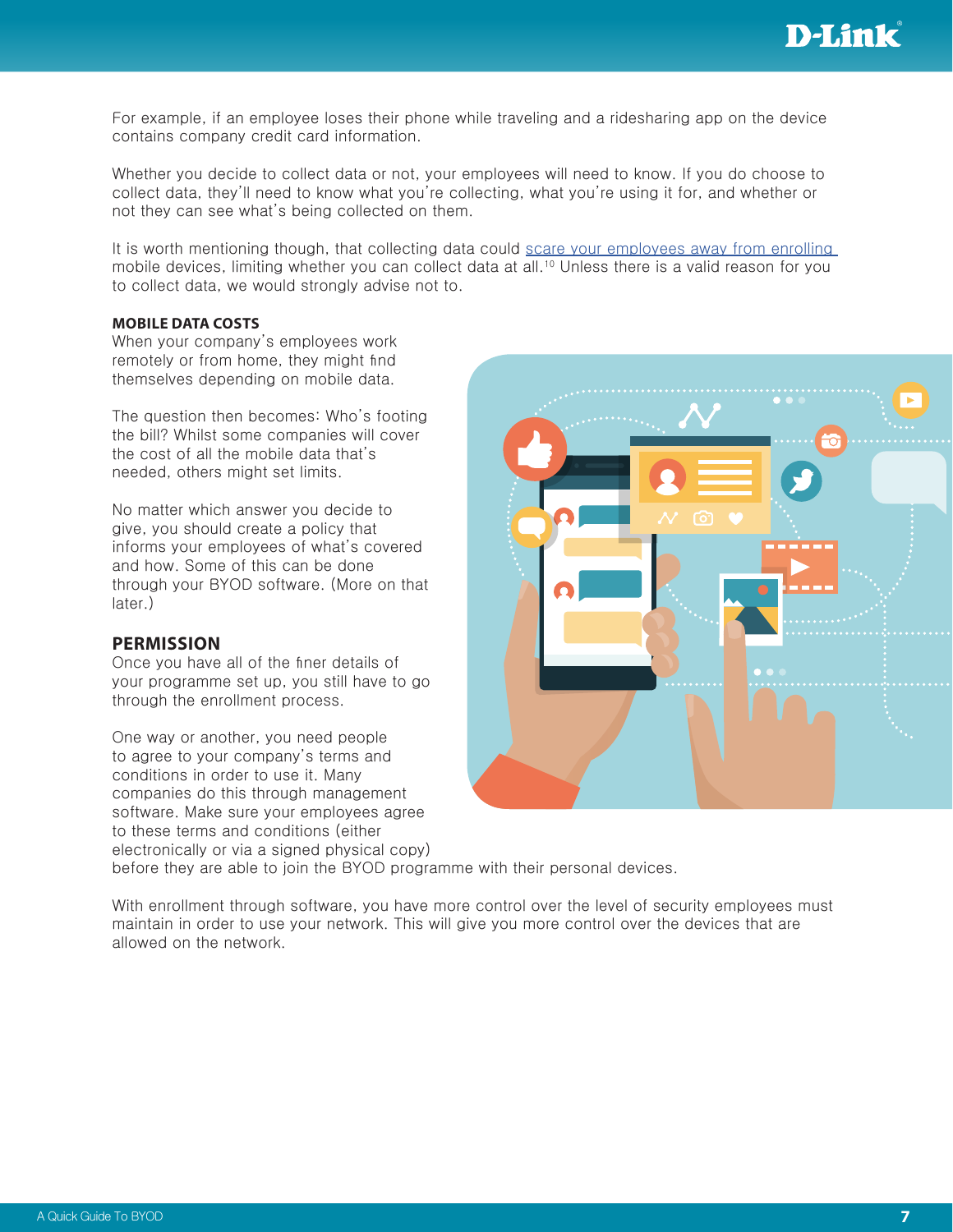For example, if an employee loses their phone while traveling and a ridesharing app on the device contains company credit card information.

Whether you decide to collect data or not, your employees will need to know. If you do choose to collect data, they'll need to know what you're collecting, what you're using it for, and whether or not they can see what's being collected on them.

It is worth mentioning though, that collecting data could scare your employees away from enrolling mobile devices, limiting whether you can collect data at all.[10] Unless there is a valid reason for you to collect data, we would strongly advise not to.

**MOBILE DATA COSTS**

When your company's employees work remotely or from home, they might find themselves depending on mobile data.

The question then becomes: Who's footing the bill? Whilst some companies will cover the cost of all the mobile data that's needed, others might set limits.

No matter which answer you decide to give, you should create a policy that informs your employees of what's covered and how. Some of this can be done through your BYOD software. (More on that later.)

## PERMISSION

Once you have all of the finer details of your programme set up, you still have to go through the enrollment process.

One way or another, you need people to agree to your company's terms and conditions in order to use it. Many companies do this through management software. Make sure your employees agree to these terms and conditions (either electronically or via a signed physical copy) before they are able to join the BYOD programme with their personal devices.

With enrollment through software, you have more control over the level of security employees must maintain in order to use your network. This will give you more control over the devices that are allowed on the network.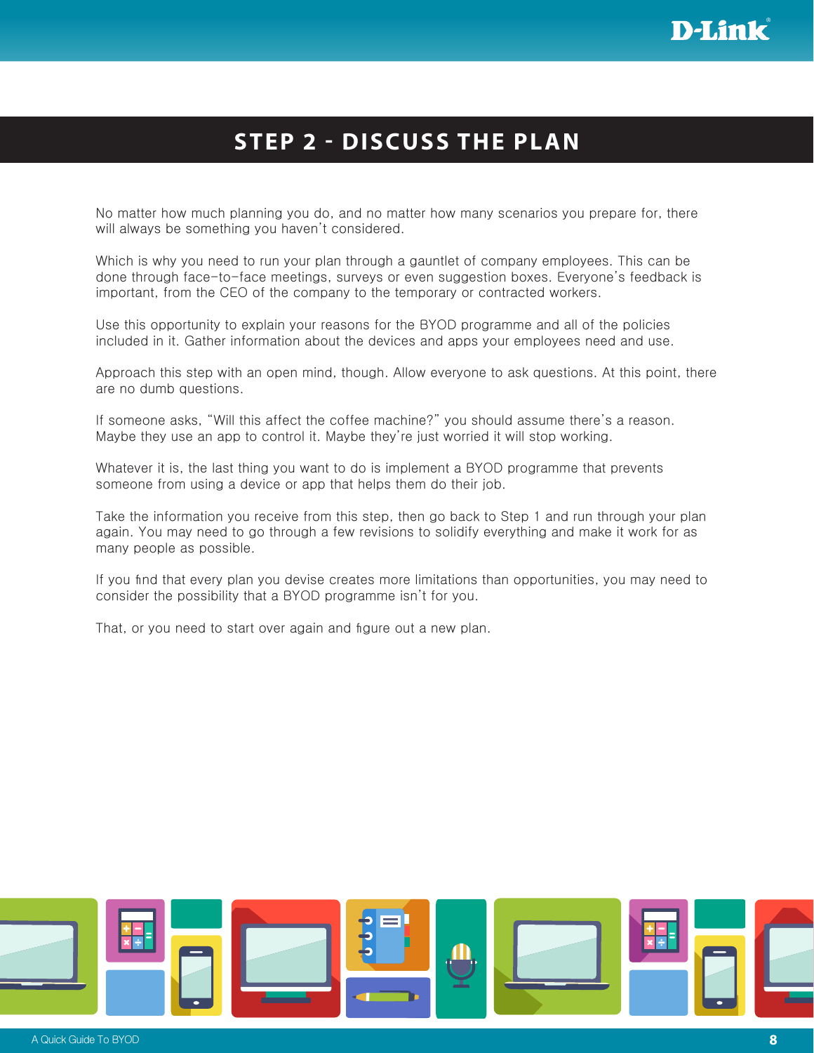# STEP 2 - DISCUSS THE PLAN

No matter how much planning you do, and no matter how many scenarios you prepare for, there will always be something you haven't considered.

Which is why you need to run your plan through a gauntlet of company employees. This can be done through face-to-face meetings, surveys or even suggestion boxes. Everyone's feedback is important, from the CEO of the company to the temporary or contracted workers.

Use this opportunity to explain your reasons for the BYOD programme and all of the policies included in it. Gather information about the devices and apps your employees need and use.

Approach this step with an open mind, though. Allow everyone to ask questions. At this point, there are no dumb questions.

If someone asks, "Will this affect the coffee machine?" you should assume there's a reason. Maybe they use an app to control it. Maybe they're just worried it will stop working.

Whatever it is, the last thing you want to do is implement a BYOD programme that prevents someone from using a device or app that helps them do their job.

Take the information you receive from this step, then go back to Step 1 and run through your plan again. You may need to go through a few revisions to solidify everything and make it work for as many people as possible.

If you find that every plan you devise creates more limitations than opportunities, you may need to consider the possibility that a BYOD programme isn't for you.

That, or you need to start over again and figure out a new plan.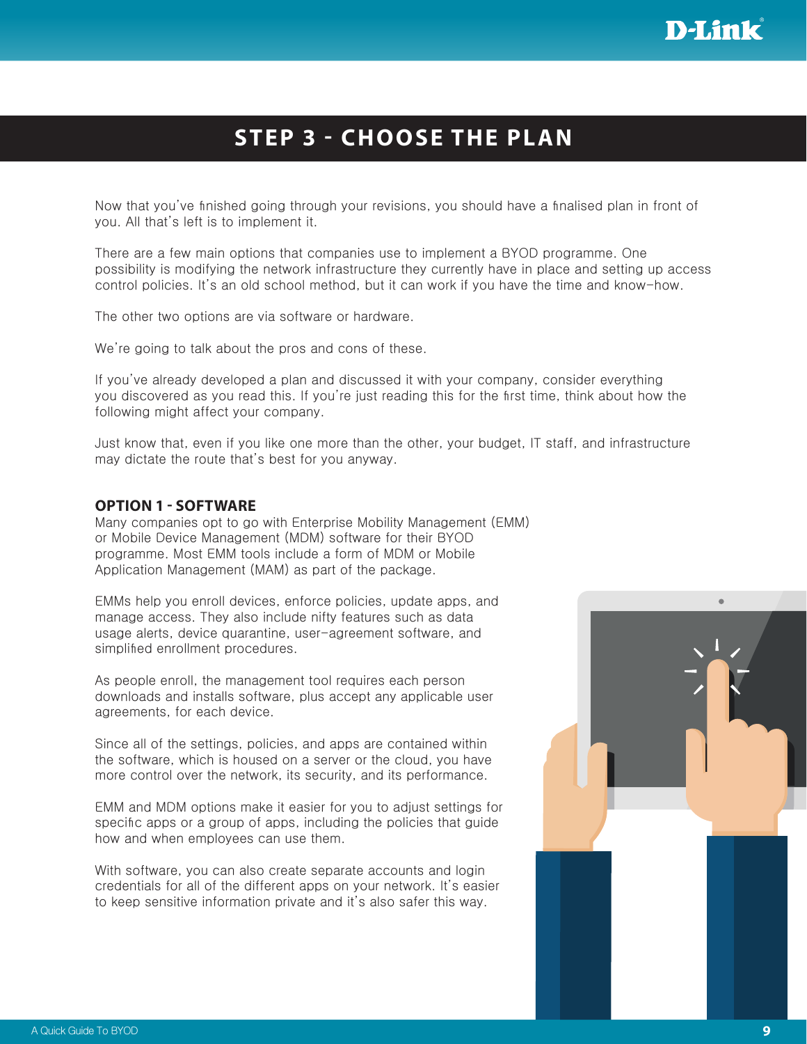# STEP 3 - CHOOSE THE PLAN

Now that you've finished going through your revisions, you should have a finalised plan in front of you. All that's left is to implement it.

There are a few main options that companies use to implement a BYOD programme. One possibility is modifying the network infrastructure they currently have in place and setting up access control policies. It's an old school method, but it can work if you have the time and know-how.

The other two options are via software or hardware.

We're going to talk about the pros and cons of these.

If you've already developed a plan and discussed it with your company, consider everything you discovered as you read this. If you're just reading this for the first time, think about how the following might affect your company.

Just know that, even if you like one more than the other, your budget, IT staff, and infrastructure may dictate the route that's best for you anyway.

## OPTION 1 - SOFTWARE

Many companies opt to go with Enterprise Mobility Management (EMM) or Mobile Device Management (MDM) software for their BYOD programme. Most EMM tools include a form of MDM or Mobile Application Management (MAM) as part of the package.

EMMs help you enroll devices, enforce policies, update apps, and manage access. They also include nifty features such as data usage alerts, device quarantine, user-agreement software, and simplified enrollment procedures.

As people enroll, the management tool requires each person downloads and installs software, plus accept any applicable user agreements, for each device.

Since all of the settings, policies, and apps are contained within the software, which is housed on a server or the cloud, you have more control over the network, its security, and its performance.

EMM and MDM options make it easier for you to adjust settings for specific apps or a group of apps, including the policies that guide how and when employees can use them.

With software, you can also create separate accounts and login credentials for all of the different apps on your network. It's easier to keep sensitive information private and it's also safer this way.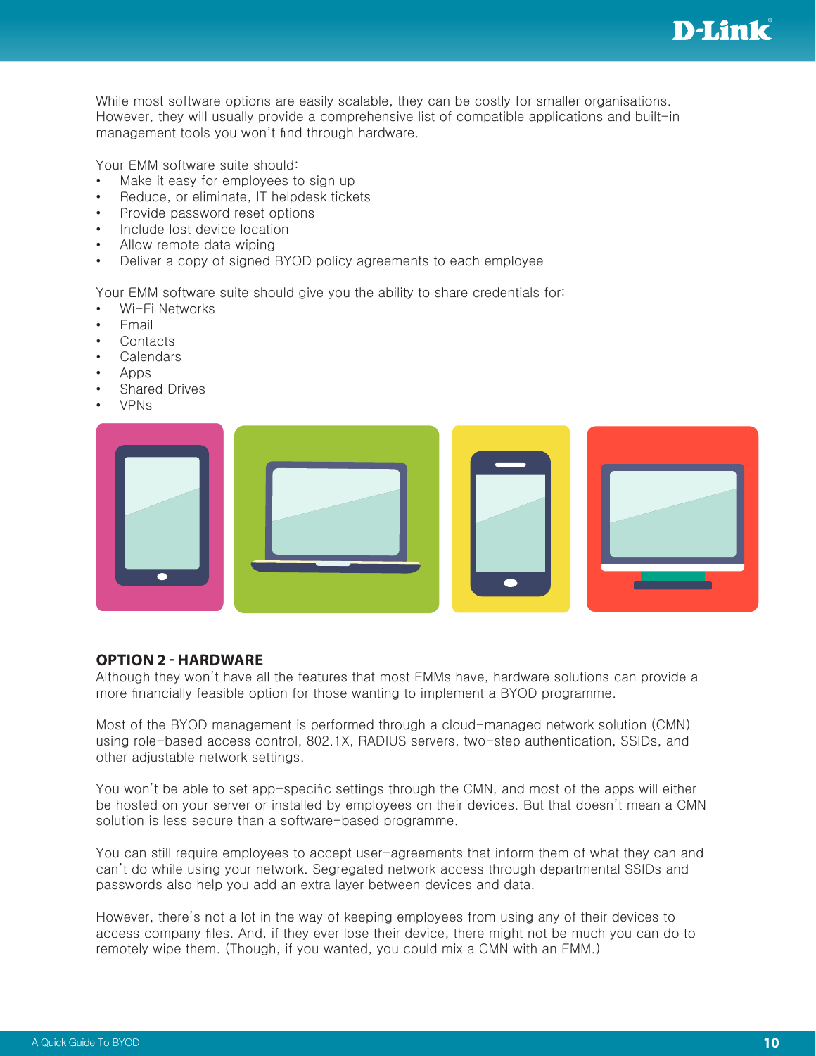While most software options are easily scalable, they can be costly for smaller organisations. However, they will usually provide a comprehensive list of compatible applications and built-in management tools you won't find through hardware.

Your EMM software suite should:

- Make it easy for employees to sign up
- Reduce, or eliminate, IT helpdesk tickets
- Provide password reset options
- Include lost device location
- Allow remote data wiping
- Deliver a copy of signed BYOD policy agreements to each employee

Your EMM software suite should give you the ability to share credentials for:

- Wi-Fi Networks
- Email
- Contacts
- Calendars
- Apps
- Shared Drives
- VPNs

## OPTION 2 - HARDWARE

Although they won't have all the features that most EMMs have, hardware solutions can provide a more financially feasible option for those wanting to implement a BYOD programme.

Most of the BYOD management is performed through a cloud-managed network solution (CMN) using role-based access control, 802.1X, RADIUS servers, two-step authentication, SSIDs, and other adjustable network settings.

You won't be able to set app-specific settings through the CMN, and most of the apps will either be hosted on your server or installed by employees on their devices. But that doesn't mean a CMN solution is less secure than a software-based programme.

You can still require employees to accept user-agreements that inform them of what they can and can't do while using your network. Segregated network access through departmental SSIDs and passwords also help you add an extra layer between devices and data.

However, there's not a lot in the way of keeping employees from using any of their devices to access company files. And, if they ever lose their device, there might not be much you can do to remotely wipe them. (Though, if you wanted, you could mix a CMN with an EMM.)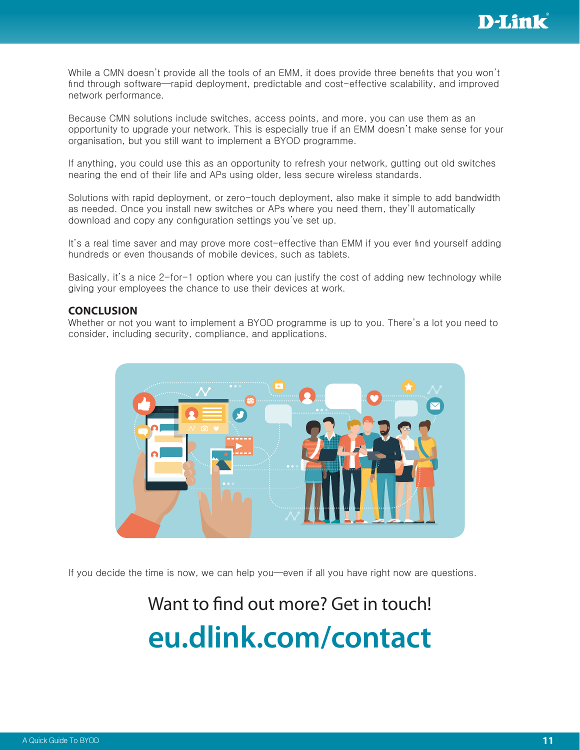While a CMN doesn't provide all the tools of an EMM, it does provide three benefits that you won't find through software—rapid deployment, predictable and cost-effective scalability, and improved network performance.

Because CMN solutions include switches, access points, and more, you can use them as an opportunity to upgrade your network. This is especially true if an EMM doesn't make sense for your organisation, but you still want to implement a BYOD programme.

If anything, you could use this as an opportunity to refresh your network, gutting out old switches nearing the end of their life and APs using older, less secure wireless standards.

Solutions with rapid deployment, or zero-touch deployment, also make it simple to add bandwidth as needed. Once you install new switches or APs where you need them, they'll automatically download and copy any configuration settings you've set up.

It's a real time saver and may prove more cost-effective than EMM if you ever find yourself adding hundreds or even thousands of mobile devices, such as tablets.

Basically, it's a nice 2-for-1 option where you can justify the cost of adding new technology while giving your employees the chance to use their devices at work.

## CONCLUSION

Whether or not you want to implement a BYOD programme is up to you. There's a lot you need to consider, including security, compliance, and applications.

If you decide the time is now, we can help you—even if all you have right now are questions.

Want to find out more? Get in touch!

**eu.dlink.com/contact**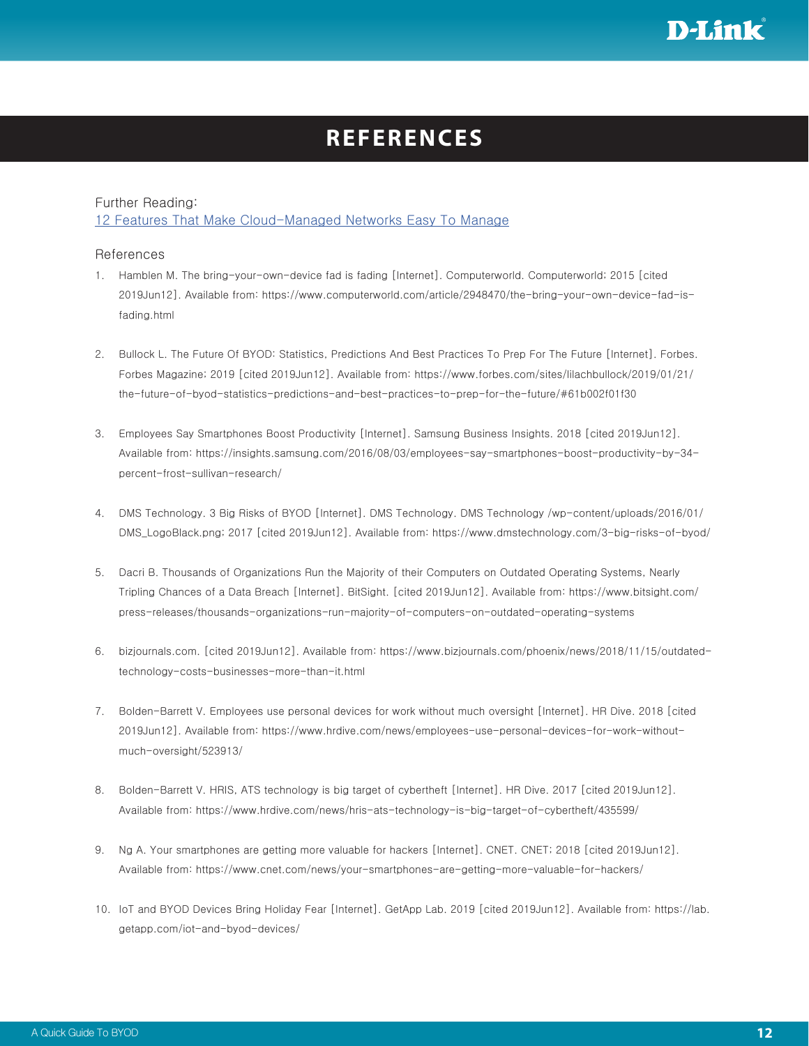# REFERENCES

Further Reading:
[12 Features That Make Cloud-Managed Networks Easy To Manage]()

References

1. Hamblen M. The bring-your-own-device fad is fading [Internet]. Computerworld. Computerworld; 2015 [cited 2019Jun12]. Available from: https://www.computerworld.com/article/2948470/the-bring-your-own-device-fad-is-fading.html

2. Bullock L. The Future Of BYOD: Statistics, Predictions And Best Practices To Prep For The Future [Internet]. Forbes. Forbes Magazine; 2019 [cited 2019Jun12]. Available from: https://www.forbes.com/sites/lilachbullock/2019/01/21/the-future-of-byod-statistics-predictions-and-best-practices-to-prep-for-the-future/#61b002f01f30

3. Employees Say Smartphones Boost Productivity [Internet]. Samsung Business Insights. 2018 [cited 2019Jun12]. Available from: https://insights.samsung.com/2016/08/03/employees-say-smartphones-boost-productivity-by-34-percent-frost-sullivan-research/

4. DMS Technology. 3 Big Risks of BYOD [Internet]. DMS Technology. DMS Technology /wp-content/uploads/2016/01/DMS_LogoBlack.png; 2017 [cited 2019Jun12]. Available from: https://www.dmstechnology.com/3-big-risks-of-byod/

5. Dacri B. Thousands of Organizations Run the Majority of their Computers on Outdated Operating Systems, Nearly Tripling Chances of a Data Breach [Internet]. BitSight. [cited 2019Jun12]. Available from: https://www.bitsight.com/press-releases/thousands-organizations-run-majority-of-computers-on-outdated-operating-systems

6. bizjournals.com. [cited 2019Jun12]. Available from: https://www.bizjournals.com/phoenix/news/2018/11/15/outdated-technology-costs-businesses-more-than-it.html

7. Bolden-Barrett V. Employees use personal devices for work without much oversight [Internet]. HR Dive. 2018 [cited 2019Jun12]. Available from: https://www.hrdive.com/news/employees-use-personal-devices-for-work-without-much-oversight/523913/

8. Bolden-Barrett V. HRIS, ATS technology is big target of cybertheft [Internet]. HR Dive. 2017 [cited 2019Jun12]. Available from: https://www.hrdive.com/news/hris-ats-technology-is-big-target-of-cybertheft/435599/

9. Ng A. Your smartphones are getting more valuable for hackers [Internet]. CNET. CNET; 2018 [cited 2019Jun12]. Available from: https://www.cnet.com/news/your-smartphones-are-getting-more-valuable-for-hackers/

10. IoT and BYOD Devices Bring Holiday Fear [Internet]. GetApp Lab. 2019 [cited 2019Jun12]. Available from: https://lab.getapp.com/iot-and-byod-devices/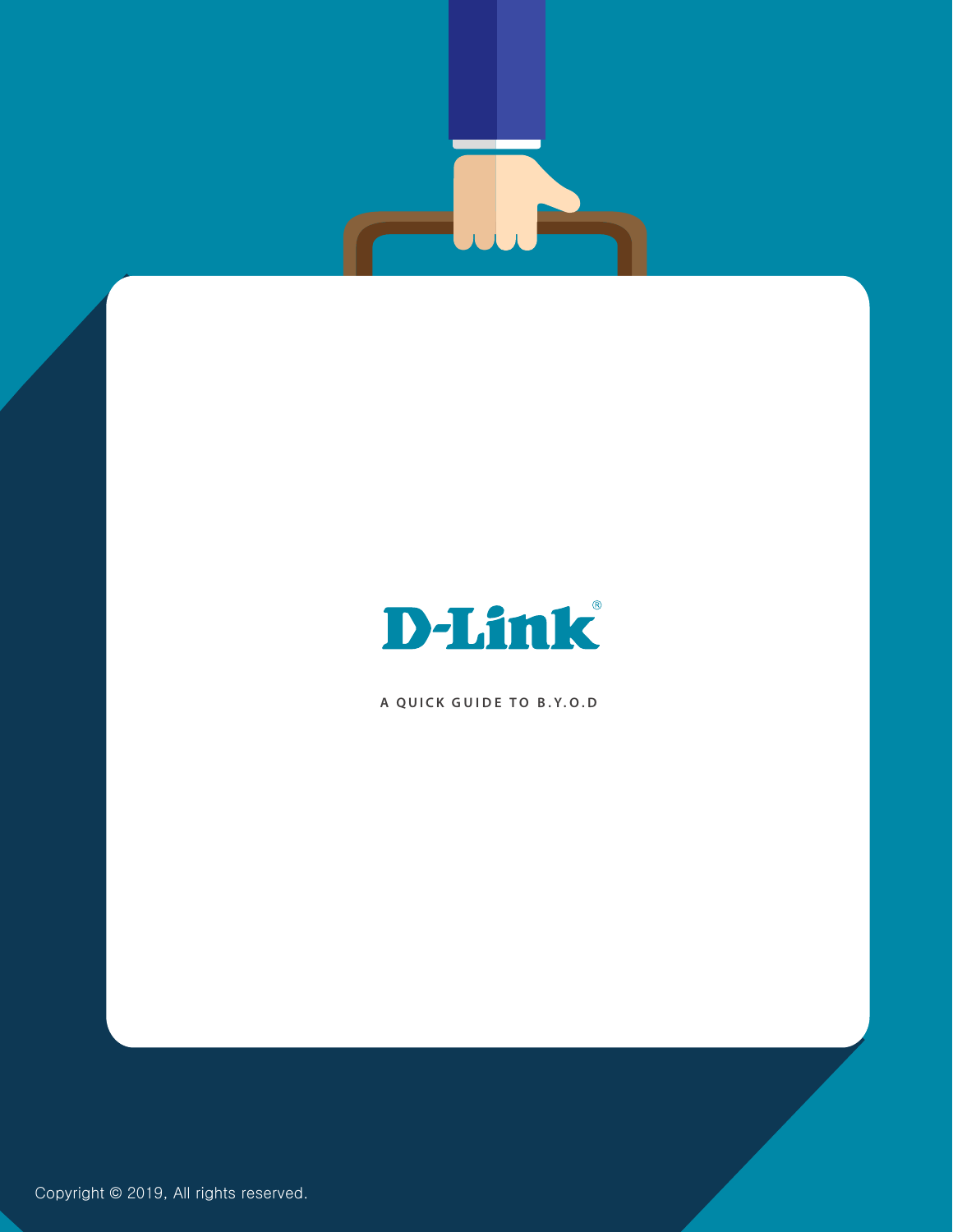D-Link®

A QUICK GUIDE TO B.Y.O.D

Copyright © 2019, All rights reserved.